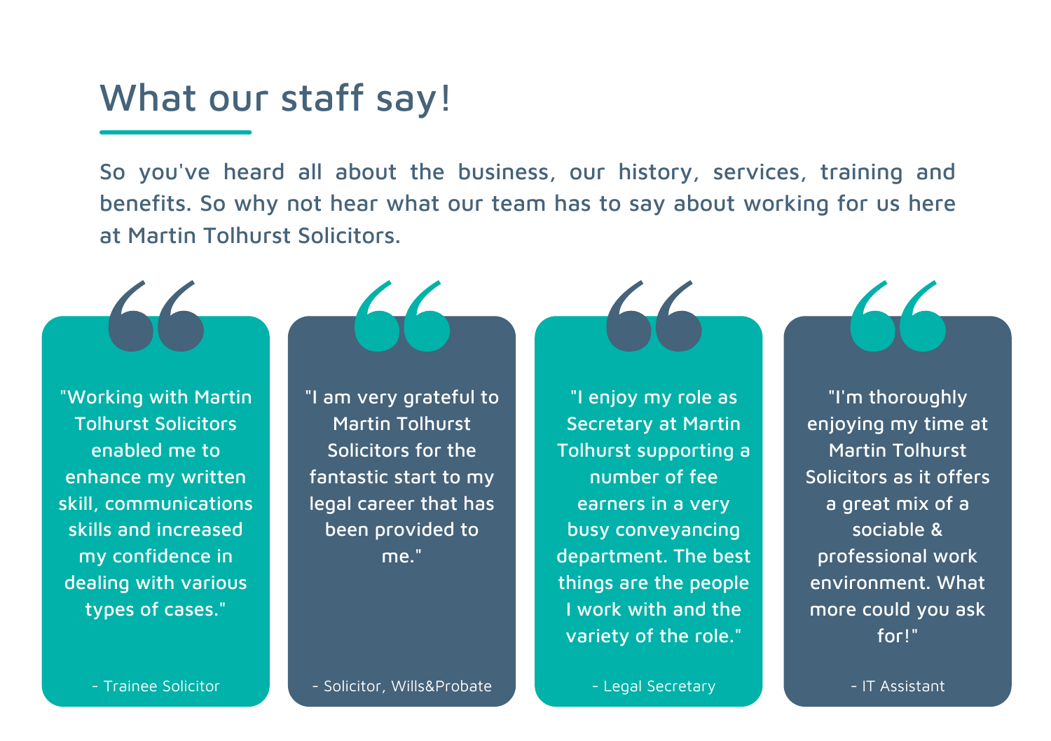# What our staff say!

So you've heard all about the business, our history, services, training and benefits. So why not hear what our team has to say about working for us here at Martin Tolhurst Solicitors.

"Working with Martin Tolhurst Solicitors enabled me to enhance my written skill, communications skills and increased my confidence in dealing with various types of cases."

- Trainee Solicitor

"I am very grateful to Martin Tolhurst Solicitors for the fantastic start to my legal career that has been provided to me."

- Solicitor, Wills&Probate

"I enjoy my role as Secretary at Martin Tolhurst supporting a number of fee earners in a very busy conveyancing department. The best things are the people I work with and the variety of the role."

- Legal Secretary

"I'm thoroughly enjoying my time at Martin Tolhurst Solicitors as it offers a great mix of a sociable & professional work environment. What more could you ask for!"

- IT Assistant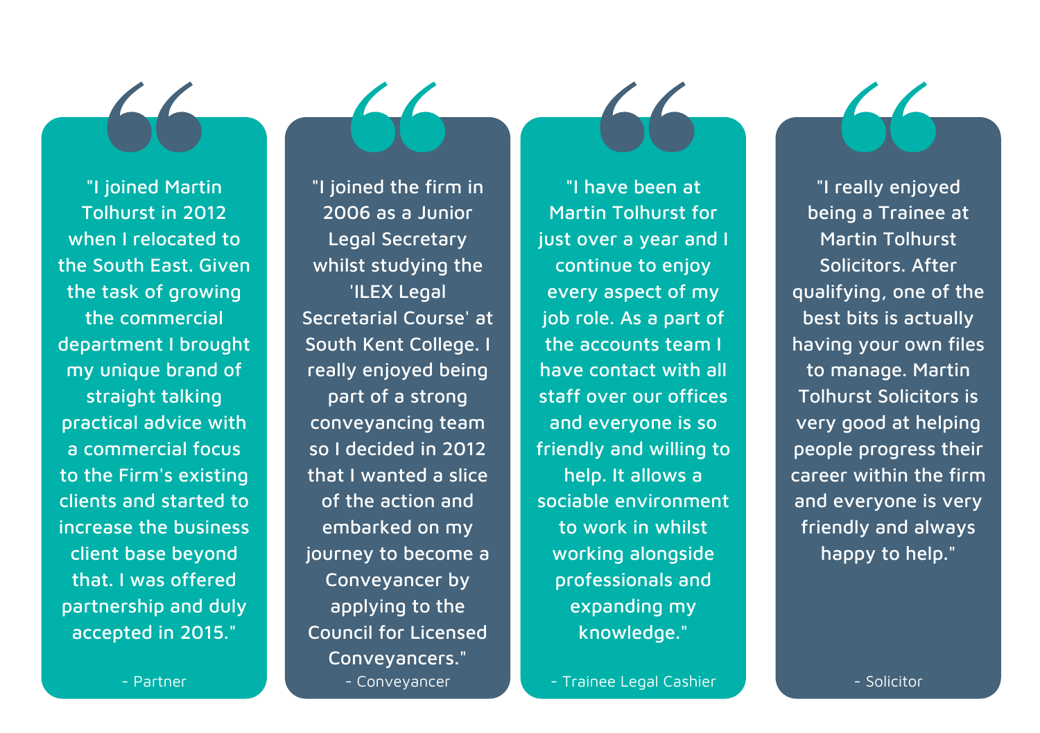"I joined Martin Tolhurst in 2012 when I relocated to the South East. Given the task of growing the commercial department I brought my unique brand of straight talking practical advice with a commercial focus to the Firm's existing clients and started to increase the business client base beyond that. I was offered partnership and duly accepted in 2015."

\- Partner

"I joined the firm in 2006 as a Junior Legal Secretary whilst studying the 'ILEX Legal Secretarial Course' at South Kent College. I really enjoyed being part of a strong conveyancing team so I decided in 2012 that I wanted a slice of the action and embarked on my journey to become a Conveyancer by applying to the Council for Licensed Conveyancers."

\- Conveyancer

"I have been at Martin Tolhurst for just over a year and I continue to enjoy every aspect of my job role. As a part of the accounts team I have contact with all staff over our offices and everyone is so friendly and willing to help. It allows a sociable environment to work in whilst working alongside professionals and expanding my knowledge."

\- Trainee Legal Cashier

"I really enjoyed being a Trainee at Martin Tolhurst Solicitors. After qualifying, one of the best bits is actually having your own files to manage. Martin Tolhurst Solicitors is very good at helping people progress their career within the firm and everyone is very friendly and always happy to help."

\- Solicitor